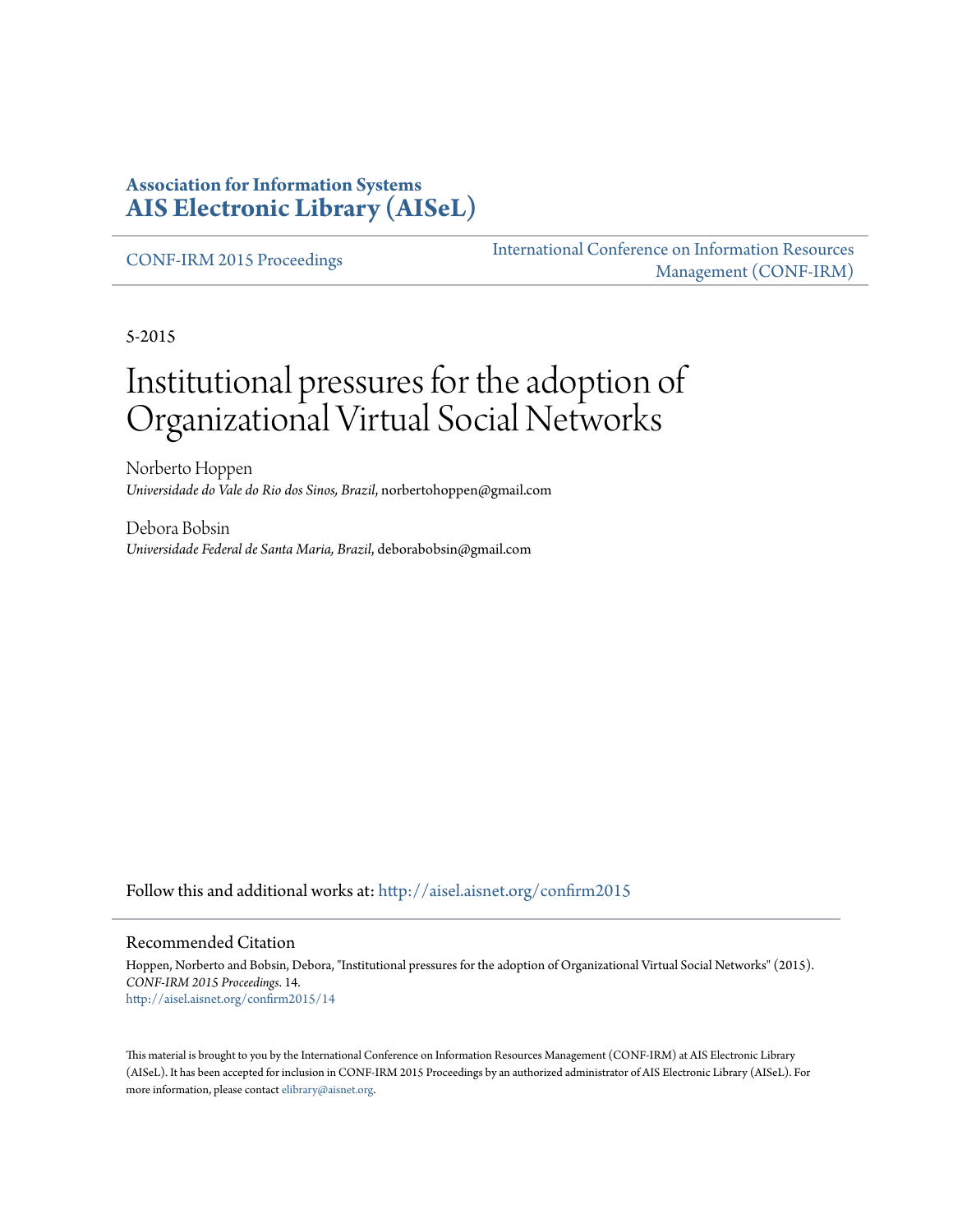**Association for Information Systems**
**AIS Electronic Library (AISeL)**

CONF-IRM 2015 Proceedings

International Conference on Information Resources Management (CONF-IRM)

5-2015

# Institutional pressures for the adoption of Organizational Virtual Social Networks

Norberto Hoppen
*Universidade do Vale do Rio dos Sinos, Brazil*, norbertohoppen@gmail.com

Debora Bobsin
*Universidade Federal de Santa Maria, Brazil*, deborabobsin@gmail.com

Follow this and additional works at: http://aisel.aisnet.org/confirm2015

## Recommended Citation

Hoppen, Norberto and Bobsin, Debora, "Institutional pressures for the adoption of Organizational Virtual Social Networks" (2015). *CONF-IRM 2015 Proceedings*. 14.
http://aisel.aisnet.org/confirm2015/14

This material is brought to you by the International Conference on Information Resources Management (CONF-IRM) at AIS Electronic Library (AISeL). It has been accepted for inclusion in CONF-IRM 2015 Proceedings by an authorized administrator of AIS Electronic Library (AISeL). For more information, please contact elibrary@aisnet.org.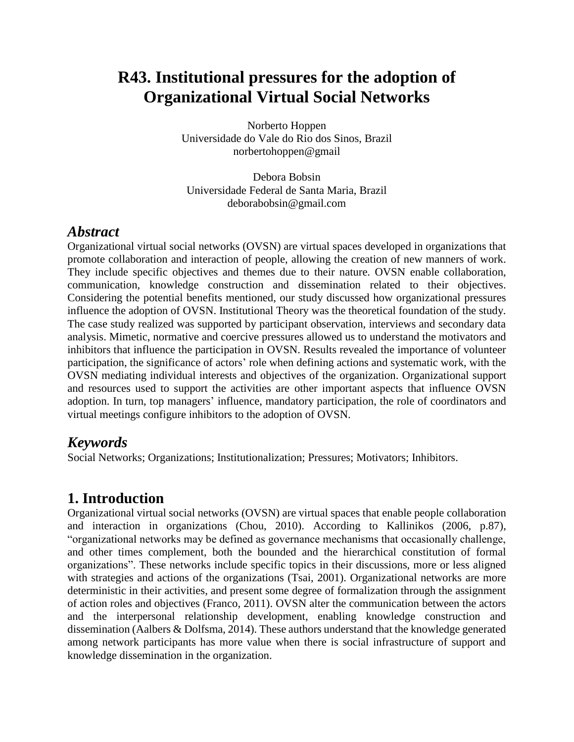# R43. Institutional pressures for the adoption of Organizational Virtual Social Networks

Norberto Hoppen
Universidade do Vale do Rio dos Sinos, Brazil
norbertohoppen@gmail

Debora Bobsin
Universidade Federal de Santa Maria, Brazil
deborabobsin@gmail.com

## *Abstract*

Organizational virtual social networks (OVSN) are virtual spaces developed in organizations that promote collaboration and interaction of people, allowing the creation of new manners of work. They include specific objectives and themes due to their nature. OVSN enable collaboration, communication, knowledge construction and dissemination related to their objectives. Considering the potential benefits mentioned, our study discussed how organizational pressures influence the adoption of OVSN. Institutional Theory was the theoretical foundation of the study. The case study realized was supported by participant observation, interviews and secondary data analysis. Mimetic, normative and coercive pressures allowed us to understand the motivators and inhibitors that influence the participation in OVSN. Results revealed the importance of volunteer participation, the significance of actors' role when defining actions and systematic work, with the OVSN mediating individual interests and objectives of the organization. Organizational support and resources used to support the activities are other important aspects that influence OVSN adoption. In turn, top managers' influence, mandatory participation, the role of coordinators and virtual meetings configure inhibitors to the adoption of OVSN.

## *Keywords*

Social Networks; Organizations; Institutionalization; Pressures; Motivators; Inhibitors.

## 1. Introduction

Organizational virtual social networks (OVSN) are virtual spaces that enable people collaboration and interaction in organizations (Chou, 2010). According to Kallinikos (2006, p.87), "organizational networks may be defined as governance mechanisms that occasionally challenge, and other times complement, both the bounded and the hierarchical constitution of formal organizations". These networks include specific topics in their discussions, more or less aligned with strategies and actions of the organizations (Tsai, 2001). Organizational networks are more deterministic in their activities, and present some degree of formalization through the assignment of action roles and objectives (Franco, 2011). OVSN alter the communication between the actors and the interpersonal relationship development, enabling knowledge construction and dissemination (Aalbers & Dolfsma, 2014). These authors understand that the knowledge generated among network participants has more value when there is social infrastructure of support and knowledge dissemination in the organization.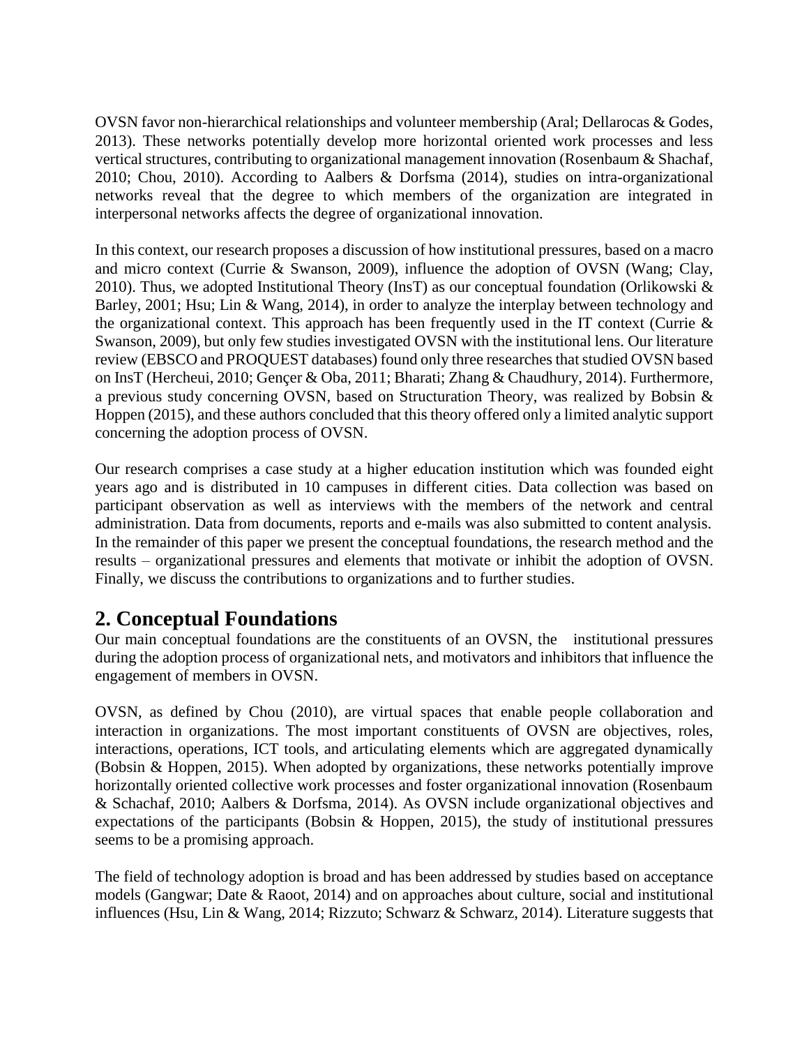OVSN favor non-hierarchical relationships and volunteer membership (Aral; Dellarocas & Godes, 2013). These networks potentially develop more horizontal oriented work processes and less vertical structures, contributing to organizational management innovation (Rosenbaum & Shachaf, 2010; Chou, 2010). According to Aalbers & Dorfsma (2014), studies on intra-organizational networks reveal that the degree to which members of the organization are integrated in interpersonal networks affects the degree of organizational innovation.

In this context, our research proposes a discussion of how institutional pressures, based on a macro and micro context (Currie & Swanson, 2009), influence the adoption of OVSN (Wang; Clay, 2010). Thus, we adopted Institutional Theory (InsT) as our conceptual foundation (Orlikowski & Barley, 2001; Hsu; Lin & Wang, 2014), in order to analyze the interplay between technology and the organizational context. This approach has been frequently used in the IT context (Currie & Swanson, 2009), but only few studies investigated OVSN with the institutional lens. Our literature review (EBSCO and PROQUEST databases) found only three researches that studied OVSN based on InsT (Hercheui, 2010; Gençer & Oba, 2011; Bharati; Zhang & Chaudhury, 2014). Furthermore, a previous study concerning OVSN, based on Structuration Theory, was realized by Bobsin & Hoppen (2015), and these authors concluded that this theory offered only a limited analytic support concerning the adoption process of OVSN.

Our research comprises a case study at a higher education institution which was founded eight years ago and is distributed in 10 campuses in different cities. Data collection was based on participant observation as well as interviews with the members of the network and central administration. Data from documents, reports and e-mails was also submitted to content analysis. In the remainder of this paper we present the conceptual foundations, the research method and the results – organizational pressures and elements that motivate or inhibit the adoption of OVSN. Finally, we discuss the contributions to organizations and to further studies.

## 2. Conceptual Foundations

Our main conceptual foundations are the constituents of an OVSN, the institutional pressures during the adoption process of organizational nets, and motivators and inhibitors that influence the engagement of members in OVSN.

OVSN, as defined by Chou (2010), are virtual spaces that enable people collaboration and interaction in organizations. The most important constituents of OVSN are objectives, roles, interactions, operations, ICT tools, and articulating elements which are aggregated dynamically (Bobsin & Hoppen, 2015). When adopted by organizations, these networks potentially improve horizontally oriented collective work processes and foster organizational innovation (Rosenbaum & Schachaf, 2010; Aalbers & Dorfsma, 2014). As OVSN include organizational objectives and expectations of the participants (Bobsin & Hoppen, 2015), the study of institutional pressures seems to be a promising approach.

The field of technology adoption is broad and has been addressed by studies based on acceptance models (Gangwar; Date & Raoot, 2014) and on approaches about culture, social and institutional influences (Hsu, Lin & Wang, 2014; Rizzuto; Schwarz & Schwarz, 2014). Literature suggests that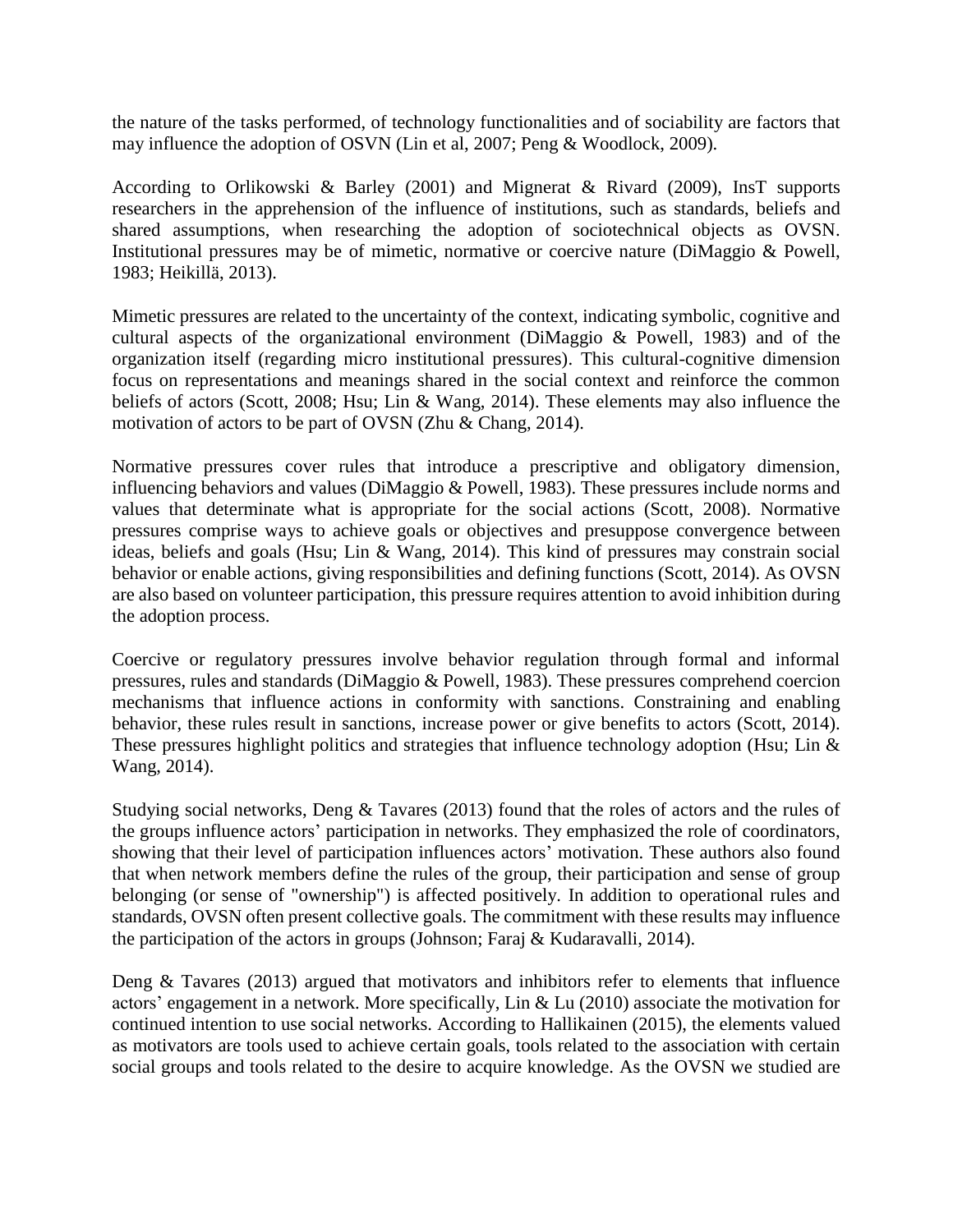the nature of the tasks performed, of technology functionalities and of sociability are factors that may influence the adoption of OSVN (Lin et al, 2007; Peng & Woodlock, 2009).

According to Orlikowski & Barley (2001) and Mignerat & Rivard (2009), InsT supports researchers in the apprehension of the influence of institutions, such as standards, beliefs and shared assumptions, when researching the adoption of sociotechnical objects as OVSN. Institutional pressures may be of mimetic, normative or coercive nature (DiMaggio & Powell, 1983; Heikillä, 2013).

Mimetic pressures are related to the uncertainty of the context, indicating symbolic, cognitive and cultural aspects of the organizational environment (DiMaggio & Powell, 1983) and of the organization itself (regarding micro institutional pressures). This cultural-cognitive dimension focus on representations and meanings shared in the social context and reinforce the common beliefs of actors (Scott, 2008; Hsu; Lin & Wang, 2014). These elements may also influence the motivation of actors to be part of OVSN (Zhu & Chang, 2014).

Normative pressures cover rules that introduce a prescriptive and obligatory dimension, influencing behaviors and values (DiMaggio & Powell, 1983). These pressures include norms and values that determinate what is appropriate for the social actions (Scott, 2008). Normative pressures comprise ways to achieve goals or objectives and presuppose convergence between ideas, beliefs and goals (Hsu; Lin & Wang, 2014). This kind of pressures may constrain social behavior or enable actions, giving responsibilities and defining functions (Scott, 2014). As OVSN are also based on volunteer participation, this pressure requires attention to avoid inhibition during the adoption process.

Coercive or regulatory pressures involve behavior regulation through formal and informal pressures, rules and standards (DiMaggio & Powell, 1983). These pressures comprehend coercion mechanisms that influence actions in conformity with sanctions. Constraining and enabling behavior, these rules result in sanctions, increase power or give benefits to actors (Scott, 2014). These pressures highlight politics and strategies that influence technology adoption (Hsu; Lin & Wang, 2014).

Studying social networks, Deng & Tavares (2013) found that the roles of actors and the rules of the groups influence actors' participation in networks. They emphasized the role of coordinators, showing that their level of participation influences actors' motivation. These authors also found that when network members define the rules of the group, their participation and sense of group belonging (or sense of "ownership") is affected positively. In addition to operational rules and standards, OVSN often present collective goals. The commitment with these results may influence the participation of the actors in groups (Johnson; Faraj & Kudaravalli, 2014).

Deng & Tavares (2013) argued that motivators and inhibitors refer to elements that influence actors' engagement in a network. More specifically, Lin & Lu (2010) associate the motivation for continued intention to use social networks. According to Hallikainen (2015), the elements valued as motivators are tools used to achieve certain goals, tools related to the association with certain social groups and tools related to the desire to acquire knowledge. As the OVSN we studied are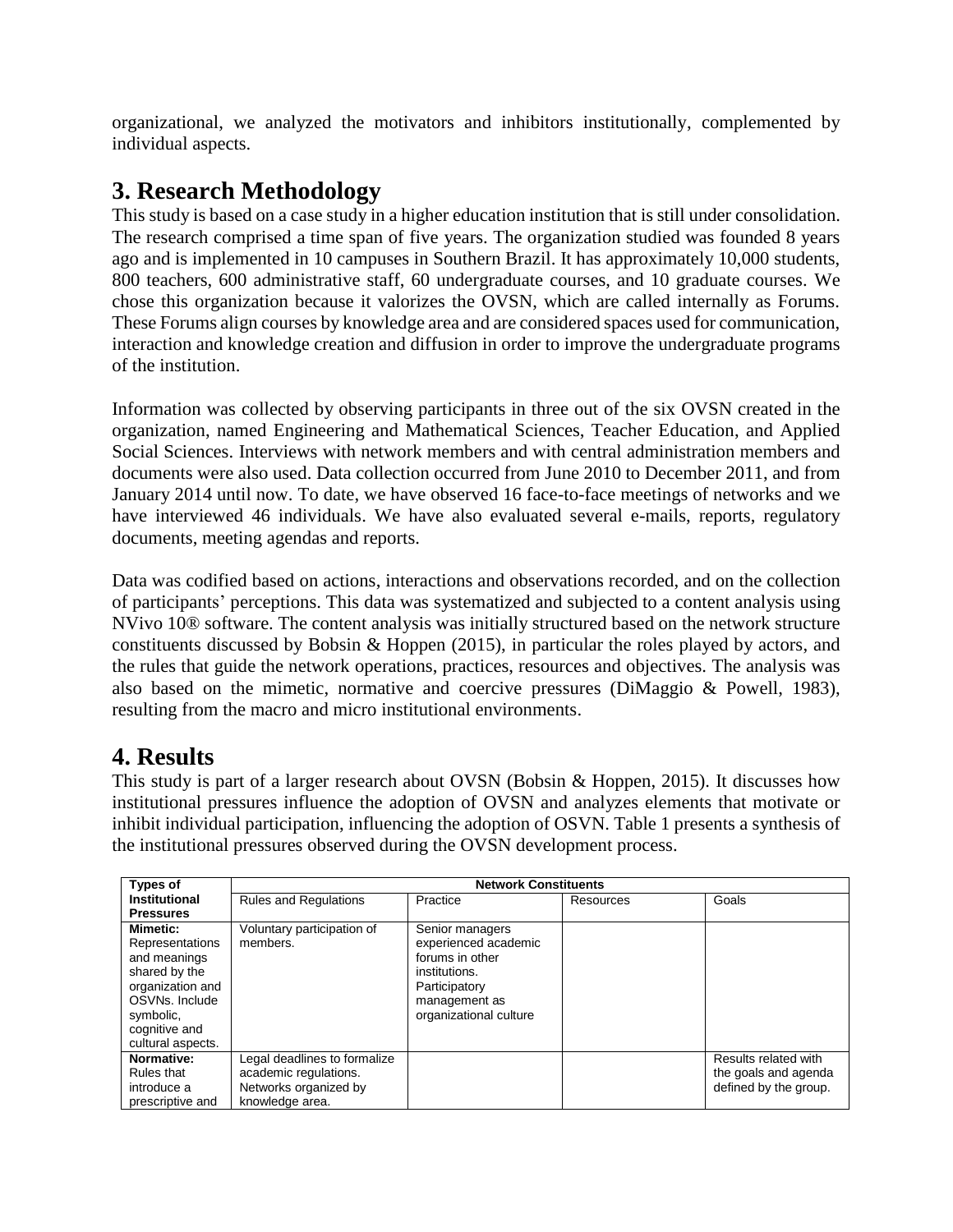organizational, we analyzed the motivators and inhibitors institutionally, complemented by individual aspects.

# 3. Research Methodology

This study is based on a case study in a higher education institution that is still under consolidation. The research comprised a time span of five years. The organization studied was founded 8 years ago and is implemented in 10 campuses in Southern Brazil. It has approximately 10,000 students, 800 teachers, 600 administrative staff, 60 undergraduate courses, and 10 graduate courses. We chose this organization because it valorizes the OVSN, which are called internally as Forums. These Forums align courses by knowledge area and are considered spaces used for communication, interaction and knowledge creation and diffusion in order to improve the undergraduate programs of the institution.

Information was collected by observing participants in three out of the six OVSN created in the organization, named Engineering and Mathematical Sciences, Teacher Education, and Applied Social Sciences. Interviews with network members and with central administration members and documents were also used. Data collection occurred from June 2010 to December 2011, and from January 2014 until now. To date, we have observed 16 face-to-face meetings of networks and we have interviewed 46 individuals. We have also evaluated several e-mails, reports, regulatory documents, meeting agendas and reports.

Data was codified based on actions, interactions and observations recorded, and on the collection of participants' perceptions. This data was systematized and subjected to a content analysis using NVivo 10® software. The content analysis was initially structured based on the network structure constituents discussed by Bobsin & Hoppen (2015), in particular the roles played by actors, and the rules that guide the network operations, practices, resources and objectives. The analysis was also based on the mimetic, normative and coercive pressures (DiMaggio & Powell, 1983), resulting from the macro and micro institutional environments.

# 4. Results

This study is part of a larger research about OVSN (Bobsin & Hoppen, 2015). It discusses how institutional pressures influence the adoption of OVSN and analyzes elements that motivate or inhibit individual participation, influencing the adoption of OSVN. Table 1 presents a synthesis of the institutional pressures observed during the OVSN development process.

| **Types of Institutional Pressures** | **Network Constituents** | | | |
|---|---|---|---|---|
| | Rules and Regulations | Practice | Resources | Goals |
| **Mimetic:** Representations and meanings shared by the organization and OSVNs. Include symbolic, cognitive and cultural aspects. | Voluntary participation of members. | Senior managers experienced academic forums in other institutions. Participatory management as organizational culture | | |
| **Normative:** Rules that introduce a prescriptive and | Legal deadlines to formalize academic regulations. Networks organized by knowledge area. | | | Results related with the goals and agenda defined by the group. |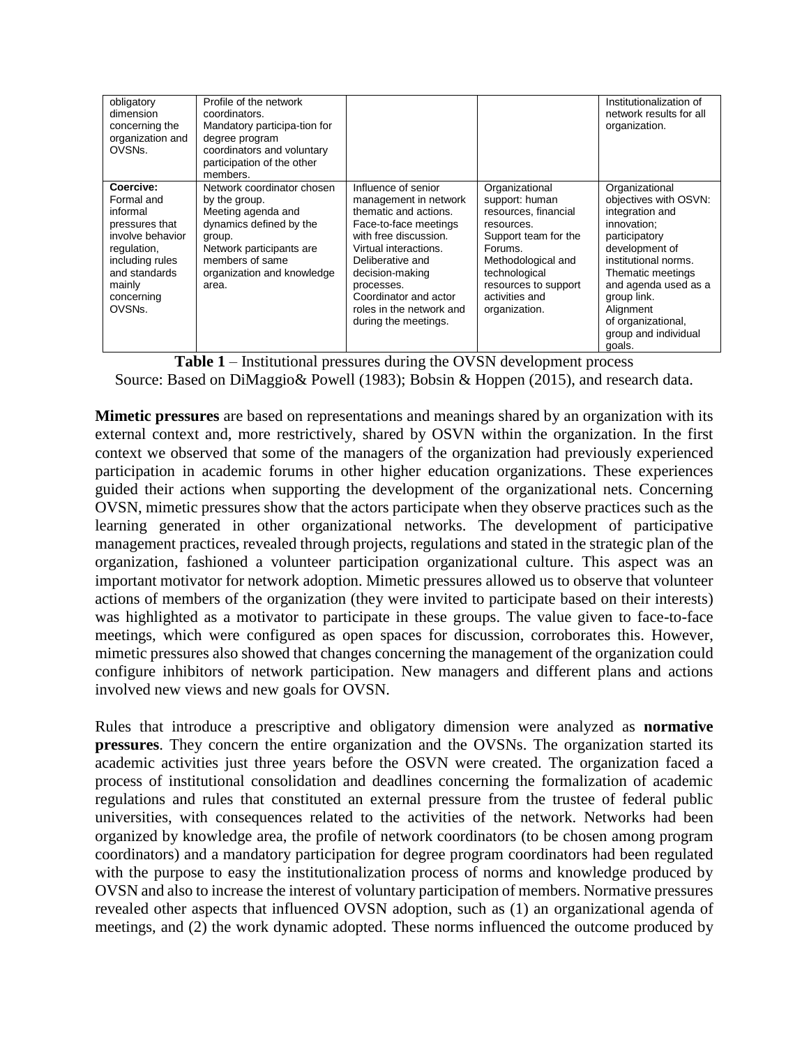| | | | | |
|---|---|---|---|---|
| obligatory dimension concerning the organization and OVSNs. | Profile of the network coordinators. Mandatory participa-tion for degree program coordinators and voluntary participation of the other members. | | | Institutionalization of network results for all organization. |
| **Coercive:** Formal and informal pressures that involve behavior regulation, including rules and standards mainly concerning OVSNs. | Network coordinator chosen by the group. Meeting agenda and dynamics defined by the group. Network participants are members of same organization and knowledge area. | Influence of senior management in network thematic and actions. Face-to-face meetings with free discussion. Virtual interactions. Deliberative and decision-making processes. Coordinator and actor roles in the network and during the meetings. | Organizational support: human resources, financial resources. Support team for the Forums. Methodological and technological resources to support activities and organization. | Organizational objectives with OSVN: integration and innovation; participatory development of institutional norms. Thematic meetings and agenda used as a group link. Alignment of organizational, group and individual goals. |

**Table 1** – Institutional pressures during the OVSN development process
Source: Based on DiMaggio& Powell (1983); Bobsin & Hoppen (2015), and research data.

**Mimetic pressures** are based on representations and meanings shared by an organization with its external context and, more restrictively, shared by OSVN within the organization. In the first context we observed that some of the managers of the organization had previously experienced participation in academic forums in other higher education organizations. These experiences guided their actions when supporting the development of the organizational nets. Concerning OVSN, mimetic pressures show that the actors participate when they observe practices such as the learning generated in other organizational networks. The development of participative management practices, revealed through projects, regulations and stated in the strategic plan of the organization, fashioned a volunteer participation organizational culture. This aspect was an important motivator for network adoption. Mimetic pressures allowed us to observe that volunteer actions of members of the organization (they were invited to participate based on their interests) was highlighted as a motivator to participate in these groups. The value given to face-to-face meetings, which were configured as open spaces for discussion, corroborates this. However, mimetic pressures also showed that changes concerning the management of the organization could configure inhibitors of network participation. New managers and different plans and actions involved new views and new goals for OVSN.

Rules that introduce a prescriptive and obligatory dimension were analyzed as **normative pressures**. They concern the entire organization and the OVSNs. The organization started its academic activities just three years before the OSVN were created. The organization faced a process of institutional consolidation and deadlines concerning the formalization of academic regulations and rules that constituted an external pressure from the trustee of federal public universities, with consequences related to the activities of the network. Networks had been organized by knowledge area, the profile of network coordinators (to be chosen among program coordinators) and a mandatory participation for degree program coordinators had been regulated with the purpose to easy the institutionalization process of norms and knowledge produced by OVSN and also to increase the interest of voluntary participation of members. Normative pressures revealed other aspects that influenced OVSN adoption, such as (1) an organizational agenda of meetings, and (2) the work dynamic adopted. These norms influenced the outcome produced by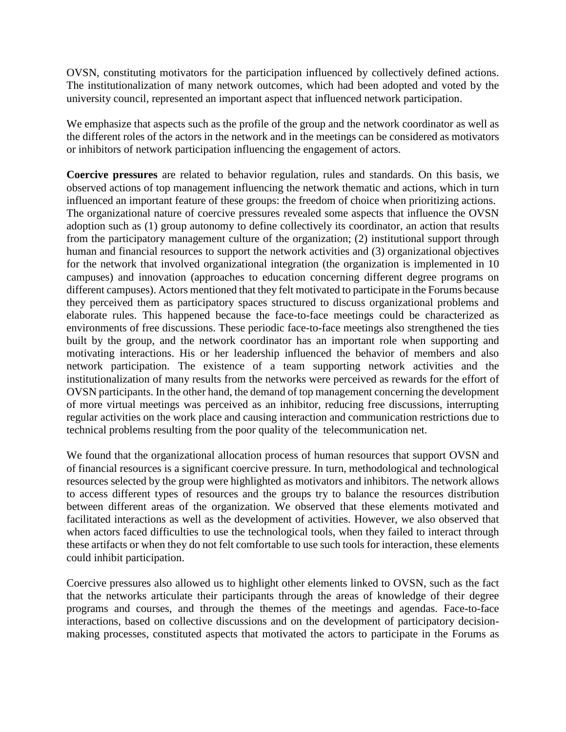OVSN, constituting motivators for the participation influenced by collectively defined actions. The institutionalization of many network outcomes, which had been adopted and voted by the university council, represented an important aspect that influenced network participation.

We emphasize that aspects such as the profile of the group and the network coordinator as well as the different roles of the actors in the network and in the meetings can be considered as motivators or inhibitors of network participation influencing the engagement of actors.

**Coercive pressures** are related to behavior regulation, rules and standards. On this basis, we observed actions of top management influencing the network thematic and actions, which in turn influenced an important feature of these groups: the freedom of choice when prioritizing actions. The organizational nature of coercive pressures revealed some aspects that influence the OVSN adoption such as (1) group autonomy to define collectively its coordinator, an action that results from the participatory management culture of the organization; (2) institutional support through human and financial resources to support the network activities and (3) organizational objectives for the network that involved organizational integration (the organization is implemented in 10 campuses) and innovation (approaches to education concerning different degree programs on different campuses). Actors mentioned that they felt motivated to participate in the Forums because they perceived them as participatory spaces structured to discuss organizational problems and elaborate rules. This happened because the face-to-face meetings could be characterized as environments of free discussions. These periodic face-to-face meetings also strengthened the ties built by the group, and the network coordinator has an important role when supporting and motivating interactions. His or her leadership influenced the behavior of members and also network participation. The existence of a team supporting network activities and the institutionalization of many results from the networks were perceived as rewards for the effort of OVSN participants. In the other hand, the demand of top management concerning the development of more virtual meetings was perceived as an inhibitor, reducing free discussions, interrupting regular activities on the work place and causing interaction and communication restrictions due to technical problems resulting from the poor quality of the telecommunication net.

We found that the organizational allocation process of human resources that support OVSN and of financial resources is a significant coercive pressure. In turn, methodological and technological resources selected by the group were highlighted as motivators and inhibitors. The network allows to access different types of resources and the groups try to balance the resources distribution between different areas of the organization. We observed that these elements motivated and facilitated interactions as well as the development of activities. However, we also observed that when actors faced difficulties to use the technological tools, when they failed to interact through these artifacts or when they do not felt comfortable to use such tools for interaction, these elements could inhibit participation.

Coercive pressures also allowed us to highlight other elements linked to OVSN, such as the fact that the networks articulate their participants through the areas of knowledge of their degree programs and courses, and through the themes of the meetings and agendas. Face-to-face interactions, based on collective discussions and on the development of participatory decision-making processes, constituted aspects that motivated the actors to participate in the Forums as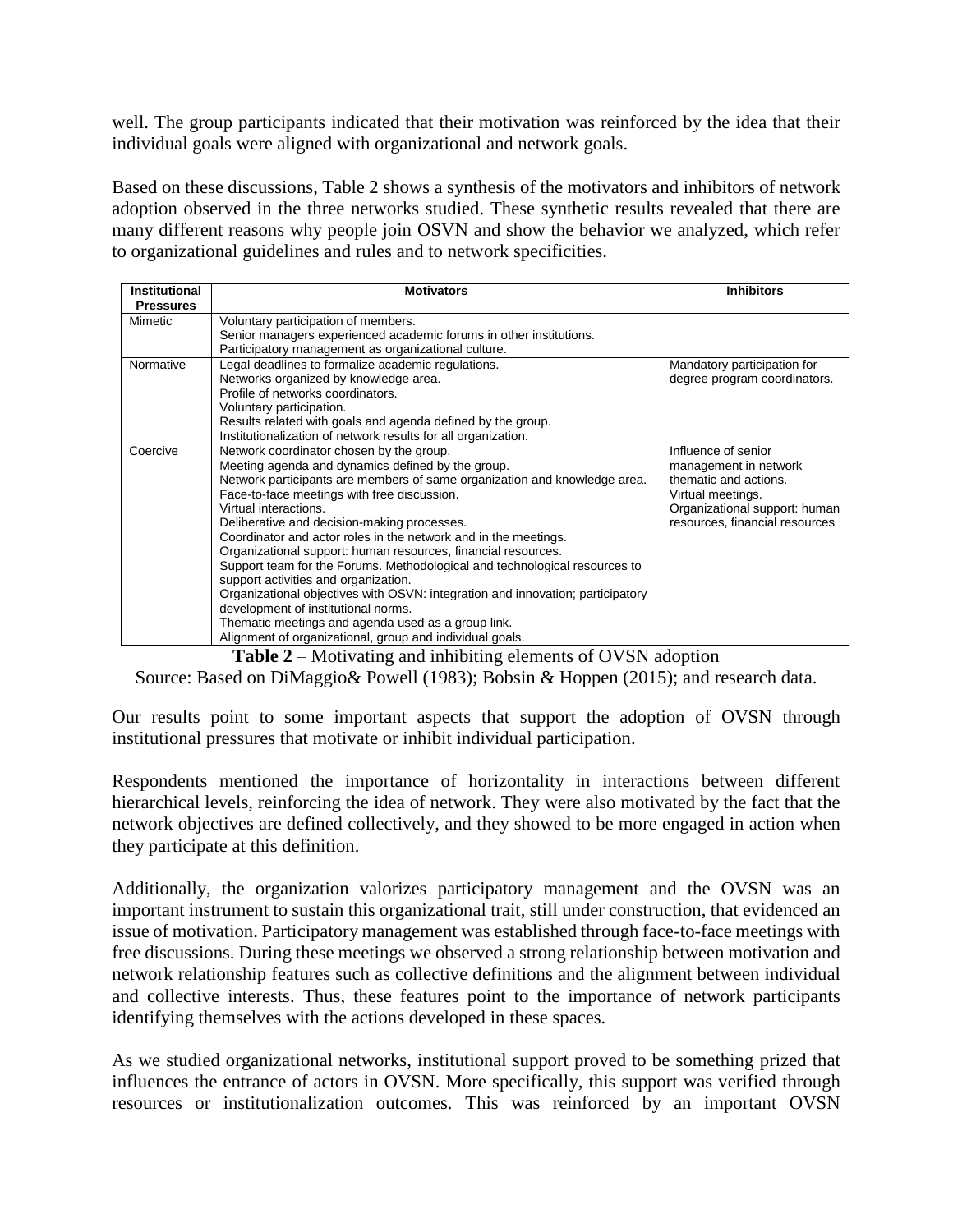well. The group participants indicated that their motivation was reinforced by the idea that their individual goals were aligned with organizational and network goals.

Based on these discussions, Table 2 shows a synthesis of the motivators and inhibitors of network adoption observed in the three networks studied. These synthetic results revealed that there are many different reasons why people join OSVN and show the behavior we analyzed, which refer to organizational guidelines and rules and to network specificities.

| Institutional Pressures | Motivators | Inhibitors |
|---|---|---|
| Mimetic | Voluntary participation of members.<br>Senior managers experienced academic forums in other institutions.<br>Participatory management as organizational culture. | |
| Normative | Legal deadlines to formalize academic regulations.<br>Networks organized by knowledge area.<br>Profile of networks coordinators.<br>Voluntary participation.<br>Results related with goals and agenda defined by the group.<br>Institutionalization of network results for all organization. | Mandatory participation for degree program coordinators. |
| Coercive | Network coordinator chosen by the group.<br>Meeting agenda and dynamics defined by the group.<br>Network participants are members of same organization and knowledge area.<br>Face-to-face meetings with free discussion.<br>Virtual interactions.<br>Deliberative and decision-making processes.<br>Coordinator and actor roles in the network and in the meetings.<br>Organizational support: human resources, financial resources.<br>Support team for the Forums. Methodological and technological resources to support activities and organization.<br>Organizational objectives with OSVN: integration and innovation; participatory development of institutional norms.<br>Thematic meetings and agenda used as a group link.<br>Alignment of organizational, group and individual goals. | Influence of senior management in network thematic and actions.<br>Virtual meetings.<br>Organizational support: human resources, financial resources |

**Table 2** – Motivating and inhibiting elements of OVSN adoption
Source: Based on DiMaggio& Powell (1983); Bobsin & Hoppen (2015); and research data.

Our results point to some important aspects that support the adoption of OVSN through institutional pressures that motivate or inhibit individual participation.

Respondents mentioned the importance of horizontality in interactions between different hierarchical levels, reinforcing the idea of network. They were also motivated by the fact that the network objectives are defined collectively, and they showed to be more engaged in action when they participate at this definition.

Additionally, the organization valorizes participatory management and the OVSN was an important instrument to sustain this organizational trait, still under construction, that evidenced an issue of motivation. Participatory management was established through face-to-face meetings with free discussions. During these meetings we observed a strong relationship between motivation and network relationship features such as collective definitions and the alignment between individual and collective interests. Thus, these features point to the importance of network participants identifying themselves with the actions developed in these spaces.

As we studied organizational networks, institutional support proved to be something prized that influences the entrance of actors in OVSN. More specifically, this support was verified through resources or institutionalization outcomes. This was reinforced by an important OVSN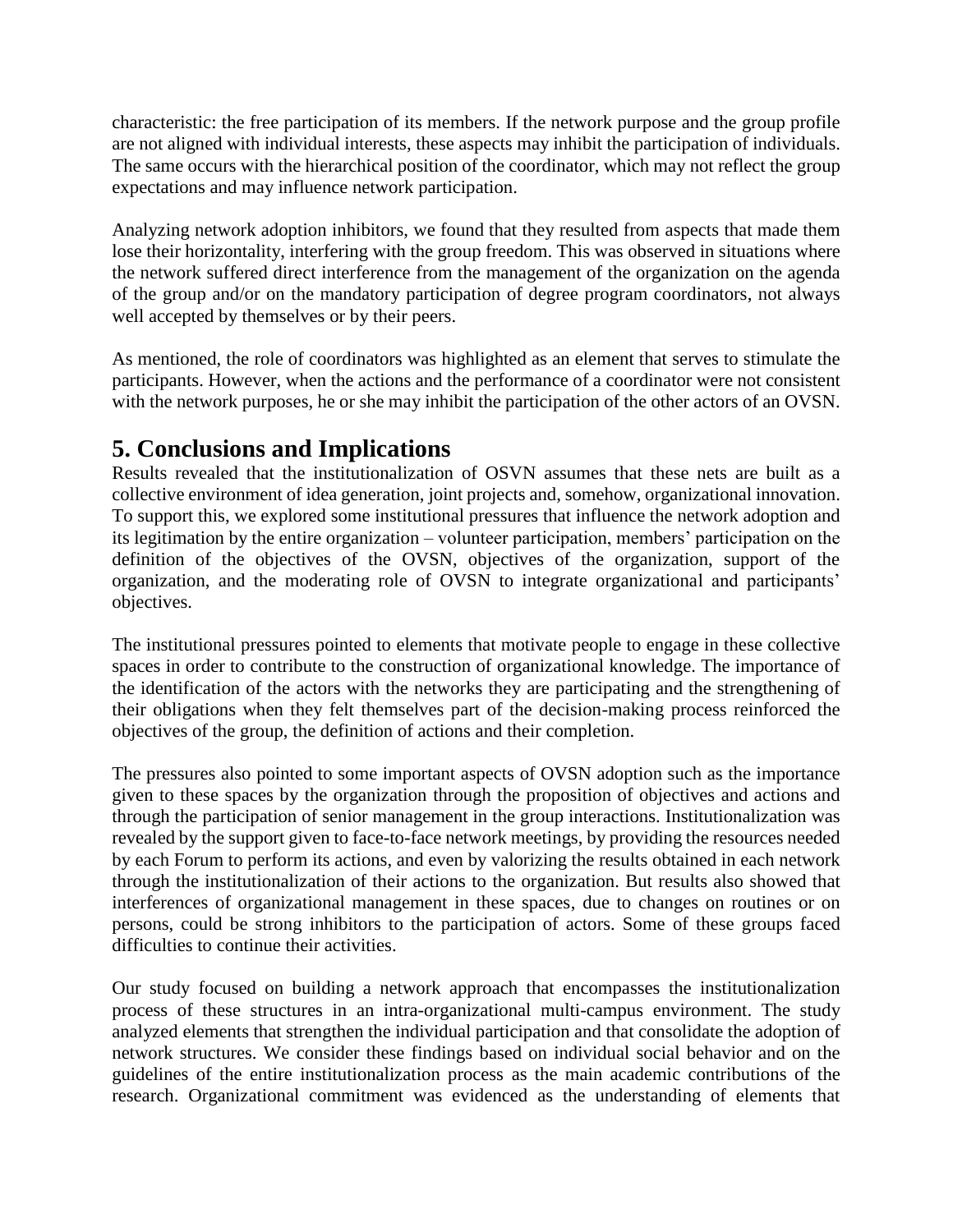characteristic: the free participation of its members. If the network purpose and the group profile are not aligned with individual interests, these aspects may inhibit the participation of individuals. The same occurs with the hierarchical position of the coordinator, which may not reflect the group expectations and may influence network participation.

Analyzing network adoption inhibitors, we found that they resulted from aspects that made them lose their horizontality, interfering with the group freedom. This was observed in situations where the network suffered direct interference from the management of the organization on the agenda of the group and/or on the mandatory participation of degree program coordinators, not always well accepted by themselves or by their peers.

As mentioned, the role of coordinators was highlighted as an element that serves to stimulate the participants. However, when the actions and the performance of a coordinator were not consistent with the network purposes, he or she may inhibit the participation of the other actors of an OVSN.

## 5. Conclusions and Implications

Results revealed that the institutionalization of OSVN assumes that these nets are built as a collective environment of idea generation, joint projects and, somehow, organizational innovation. To support this, we explored some institutional pressures that influence the network adoption and its legitimation by the entire organization – volunteer participation, members' participation on the definition of the objectives of the OVSN, objectives of the organization, support of the organization, and the moderating role of OVSN to integrate organizational and participants' objectives.

The institutional pressures pointed to elements that motivate people to engage in these collective spaces in order to contribute to the construction of organizational knowledge. The importance of the identification of the actors with the networks they are participating and the strengthening of their obligations when they felt themselves part of the decision-making process reinforced the objectives of the group, the definition of actions and their completion.

The pressures also pointed to some important aspects of OVSN adoption such as the importance given to these spaces by the organization through the proposition of objectives and actions and through the participation of senior management in the group interactions. Institutionalization was revealed by the support given to face-to-face network meetings, by providing the resources needed by each Forum to perform its actions, and even by valorizing the results obtained in each network through the institutionalization of their actions to the organization. But results also showed that interferences of organizational management in these spaces, due to changes on routines or on persons, could be strong inhibitors to the participation of actors. Some of these groups faced difficulties to continue their activities.

Our study focused on building a network approach that encompasses the institutionalization process of these structures in an intra-organizational multi-campus environment. The study analyzed elements that strengthen the individual participation and that consolidate the adoption of network structures. We consider these findings based on individual social behavior and on the guidelines of the entire institutionalization process as the main academic contributions of the research. Organizational commitment was evidenced as the understanding of elements that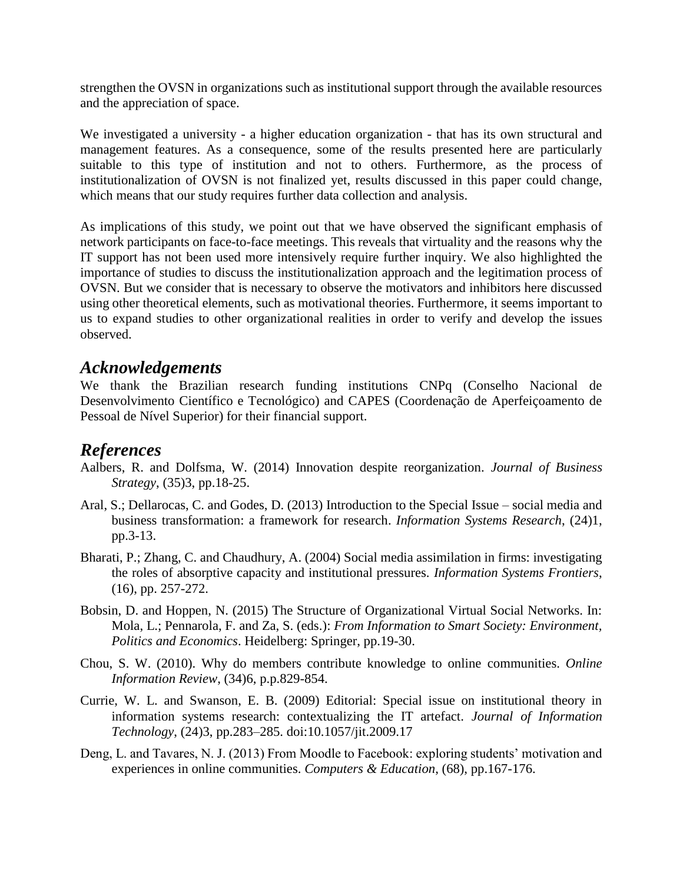strengthen the OVSN in organizations such as institutional support through the available resources and the appreciation of space.

We investigated a university - a higher education organization - that has its own structural and management features. As a consequence, some of the results presented here are particularly suitable to this type of institution and not to others. Furthermore, as the process of institutionalization of OVSN is not finalized yet, results discussed in this paper could change, which means that our study requires further data collection and analysis.

As implications of this study, we point out that we have observed the significant emphasis of network participants on face-to-face meetings. This reveals that virtuality and the reasons why the IT support has not been used more intensively require further inquiry. We also highlighted the importance of studies to discuss the institutionalization approach and the legitimation process of OVSN. But we consider that is necessary to observe the motivators and inhibitors here discussed using other theoretical elements, such as motivational theories. Furthermore, it seems important to us to expand studies to other organizational realities in order to verify and develop the issues observed.

## *Acknowledgements*

We thank the Brazilian research funding institutions CNPq (Conselho Nacional de Desenvolvimento Científico e Tecnológico) and CAPES (Coordenação de Aperfeiçoamento de Pessoal de Nível Superior) for their financial support.

## *References*

Aalbers, R. and Dolfsma, W. (2014) Innovation despite reorganization. *Journal of Business Strategy*, (35)3, pp.18-25.

Aral, S.; Dellarocas, C. and Godes, D. (2013) Introduction to the Special Issue – social media and business transformation: a framework for research. *Information Systems Research*, (24)1, pp.3-13.

Bharati, P.; Zhang, C. and Chaudhury, A. (2004) Social media assimilation in firms: investigating the roles of absorptive capacity and institutional pressures. *Information Systems Frontiers*, (16), pp. 257-272.

Bobsin, D. and Hoppen, N. (2015) The Structure of Organizational Virtual Social Networks. In: Mola, L.; Pennarola, F. and Za, S. (eds.): *From Information to Smart Society: Environment, Politics and Economics*. Heidelberg: Springer, pp.19-30.

Chou, S. W. (2010). Why do members contribute knowledge to online communities. *Online Information Review*, (34)6, p.p.829-854.

Currie, W. L. and Swanson, E. B. (2009) Editorial: Special issue on institutional theory in information systems research: contextualizing the IT artefact. *Journal of Information Technology*, (24)3, pp.283–285. doi:10.1057/jit.2009.17

Deng, L. and Tavares, N. J. (2013) From Moodle to Facebook: exploring students' motivation and experiences in online communities. *Computers & Education*, (68), pp.167-176.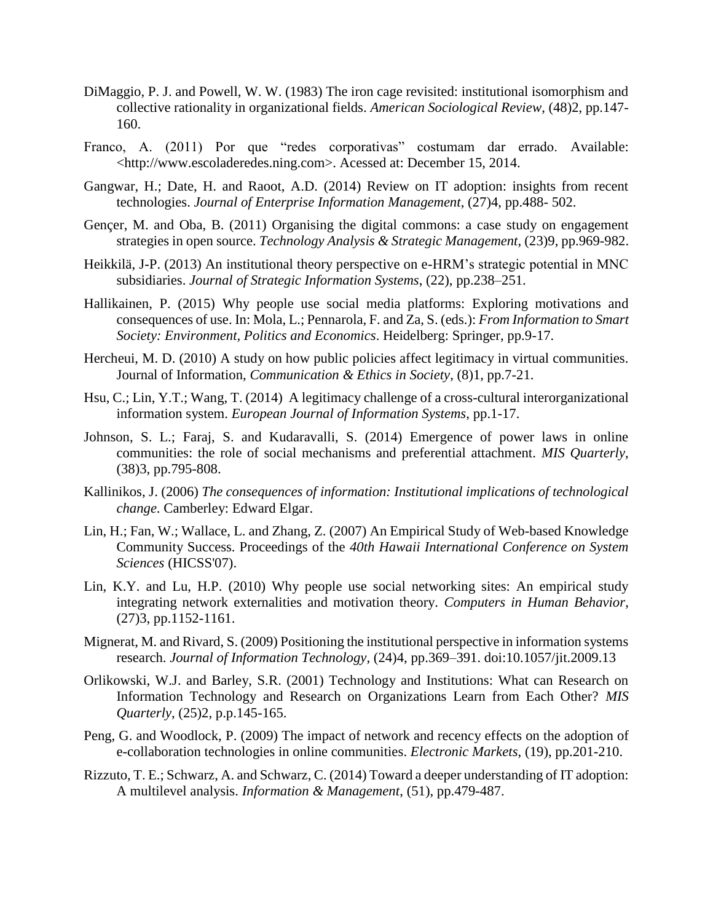DiMaggio, P. J. and Powell, W. W. (1983) The iron cage revisited: institutional isomorphism and collective rationality in organizational fields. *American Sociological Review*, (48)2, pp.147-160.

Franco, A. (2011) Por que "redes corporativas" costumam dar errado. Available: <http://www.escoladeredes.ning.com>. Acessed at: December 15, 2014.

Gangwar, H.; Date, H. and Raoot, A.D. (2014) Review on IT adoption: insights from recent technologies. *Journal of Enterprise Information Management*, (27)4, pp.488- 502.

Gençer, M. and Oba, B. (2011) Organising the digital commons: a case study on engagement strategies in open source. *Technology Analysis & Strategic Management*, (23)9, pp.969-982.

Heikkilä, J-P. (2013) An institutional theory perspective on e-HRM's strategic potential in MNC subsidiaries. *Journal of Strategic Information Systems*, (22), pp.238–251.

Hallikainen, P. (2015) Why people use social media platforms: Exploring motivations and consequences of use. In: Mola, L.; Pennarola, F. and Za, S. (eds.): *From Information to Smart Society: Environment, Politics and Economics*. Heidelberg: Springer, pp.9-17.

Hercheui, M. D. (2010) A study on how public policies affect legitimacy in virtual communities. Journal of Information, *Communication & Ethics in Society*, (8)1, pp.7-21.

Hsu, C.; Lin, Y.T.; Wang, T. (2014) A legitimacy challenge of a cross-cultural interorganizational information system. *European Journal of Information Systems*, pp.1-17.

Johnson, S. L.; Faraj, S. and Kudaravalli, S. (2014) Emergence of power laws in online communities: the role of social mechanisms and preferential attachment. *MIS Quarterly*, (38)3, pp.795-808.

Kallinikos, J. (2006) *The consequences of information: Institutional implications of technological change*. Camberley: Edward Elgar.

Lin, H.; Fan, W.; Wallace, L. and Zhang, Z. (2007) An Empirical Study of Web-based Knowledge Community Success. Proceedings of the *40th Hawaii International Conference on System Sciences* (HICSS'07).

Lin, K.Y. and Lu, H.P. (2010) Why people use social networking sites: An empirical study integrating network externalities and motivation theory. *Computers in Human Behavior*, (27)3, pp.1152-1161.

Mignerat, M. and Rivard, S. (2009) Positioning the institutional perspective in information systems research. *Journal of Information Technology*, (24)4, pp.369–391. doi:10.1057/jit.2009.13

Orlikowski, W.J. and Barley, S.R. (2001) Technology and Institutions: What can Research on Information Technology and Research on Organizations Learn from Each Other? *MIS Quarterly*, (25)2, p.p.145-165.

Peng, G. and Woodlock, P. (2009) The impact of network and recency effects on the adoption of e-collaboration technologies in online communities. *Electronic Markets*, (19), pp.201-210.

Rizzuto, T. E.; Schwarz, A. and Schwarz, C. (2014) Toward a deeper understanding of IT adoption: A multilevel analysis. *Information & Management*, (51), pp.479-487.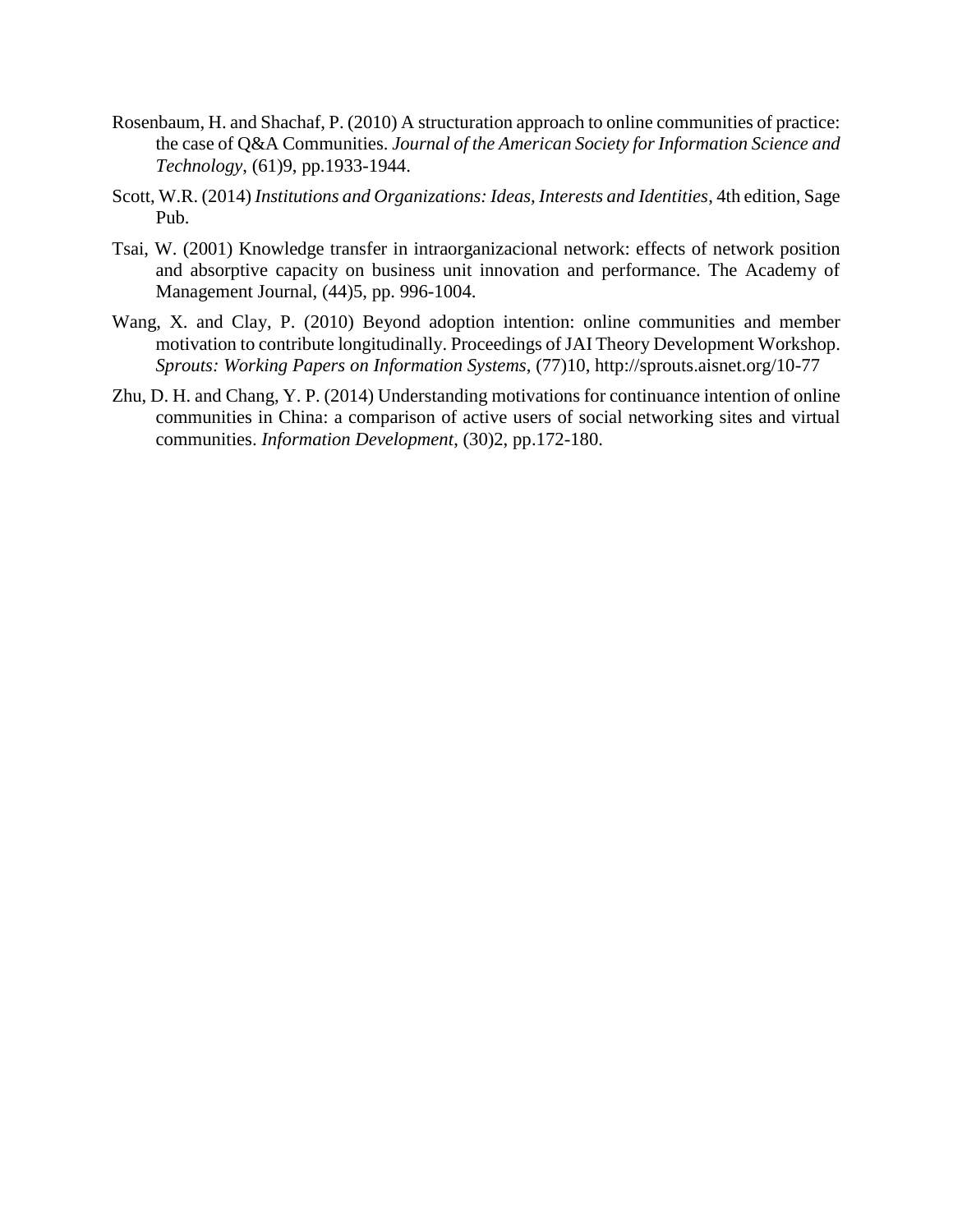Rosenbaum, H. and Shachaf, P. (2010) A structuration approach to online communities of practice: the case of Q&A Communities. *Journal of the American Society for Information Science and Technology*, (61)9, pp.1933-1944.

Scott, W.R. (2014) *Institutions and Organizations: Ideas, Interests and Identities*, 4th edition, Sage Pub.

Tsai, W. (2001) Knowledge transfer in intraorganizacional network: effects of network position and absorptive capacity on business unit innovation and performance. The Academy of Management Journal, (44)5, pp. 996-1004.

Wang, X. and Clay, P. (2010) Beyond adoption intention: online communities and member motivation to contribute longitudinally. Proceedings of JAI Theory Development Workshop. *Sprouts: Working Papers on Information Systems*, (77)10, http://sprouts.aisnet.org/10-77

Zhu, D. H. and Chang, Y. P. (2014) Understanding motivations for continuance intention of online communities in China: a comparison of active users of social networking sites and virtual communities. *Information Development*, (30)2, pp.172-180.